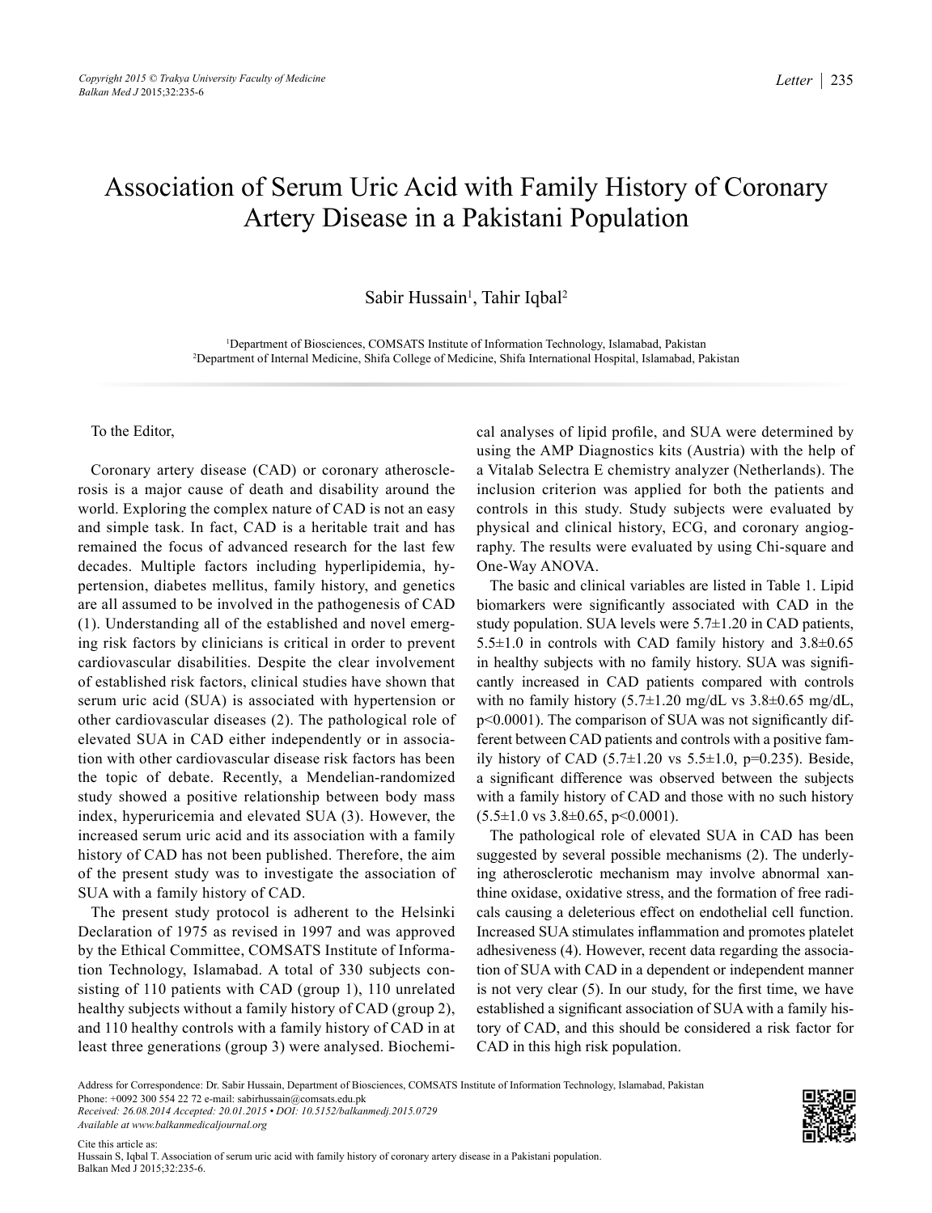# Association of Serum Uric Acid with Family History of Coronary Artery Disease in a Pakistani Population

Sabir Hussain[1], Tahir Iqbal[2]

[1]Department of Biosciences, COMSATS Institute of Information Technology, Islamabad, Pakistan
[2]Department of Internal Medicine, Shifa College of Medicine, Shifa International Hospital, Islamabad, Pakistan

To the Editor,

Coronary artery disease (CAD) or coronary atherosclerosis is a major cause of death and disability around the world. Exploring the complex nature of CAD is not an easy and simple task. In fact, CAD is a heritable trait and has remained the focus of advanced research for the last few decades. Multiple factors including hyperlipidemia, hypertension, diabetes mellitus, family history, and genetics are all assumed to be involved in the pathogenesis of CAD (1). Understanding all of the established and novel emerging risk factors by clinicians is critical in order to prevent cardiovascular disabilities. Despite the clear involvement of established risk factors, clinical studies have shown that serum uric acid (SUA) is associated with hypertension or other cardiovascular diseases (2). The pathological role of elevated SUA in CAD either independently or in association with other cardiovascular disease risk factors has been the topic of debate. Recently, a Mendelian-randomized study showed a positive relationship between body mass index, hyperuricemia and elevated SUA (3). However, the increased serum uric acid and its association with a family history of CAD has not been published. Therefore, the aim of the present study was to investigate the association of SUA with a family history of CAD.

The present study protocol is adherent to the Helsinki Declaration of 1975 as revised in 1997 and was approved by the Ethical Committee, COMSATS Institute of Information Technology, Islamabad. A total of 330 subjects consisting of 110 patients with CAD (group 1), 110 unrelated healthy subjects without a family history of CAD (group 2), and 110 healthy controls with a family history of CAD in at least three generations (group 3) were analysed. Biochemical analyses of lipid profile, and SUA were determined by using the AMP Diagnostics kits (Austria) with the help of a Vitalab Selectra E chemistry analyzer (Netherlands). The inclusion criterion was applied for both the patients and controls in this study. Study subjects were evaluated by physical and clinical history, ECG, and coronary angiography. The results were evaluated by using Chi-square and One-Way ANOVA.

The basic and clinical variables are listed in Table 1. Lipid biomarkers were significantly associated with CAD in the study population. SUA levels were 5.7±1.20 in CAD patients, 5.5±1.0 in controls with CAD family history and 3.8±0.65 in healthy subjects with no family history. SUA was significantly increased in CAD patients compared with controls with no family history (5.7±1.20 mg/dL vs 3.8±0.65 mg/dL, $p<0.0001$). The comparison of SUA was not significantly different between CAD patients and controls with a positive family history of CAD (5.7±1.20 vs 5.5±1.0, $p=0.235$). Beside, a significant difference was observed between the subjects with a family history of CAD and those with no such history (5.5±1.0 vs 3.8±0.65, $p<0.0001$).

The pathological role of elevated SUA in CAD has been suggested by several possible mechanisms (2). The underlying atherosclerotic mechanism may involve abnormal xanthine oxidase, oxidative stress, and the formation of free radicals causing a deleterious effect on endothelial cell function. Increased SUA stimulates inflammation and promotes platelet adhesiveness (4). However, recent data regarding the association of SUA with CAD in a dependent or independent manner is not very clear (5). In our study, for the first time, we have established a significant association of SUA with a family history of CAD, and this should be considered a risk factor for CAD in this high risk population.

Address for Correspondence: Dr. Sabir Hussain, Department of Biosciences, COMSATS Institute of Information Technology, Islamabad, Pakistan
Phone: +0092 300 554 22 72 e-mail: sabirhussain@comsats.edu.pk
*Received: 26.08.2014 Accepted: 20.01.2015 • DOI: 10.5152/balkanmedj.2015.0729*
*Available at www.balkanmedicaljournal.org*

Cite this article as:
Hussain S, Iqbal T. Association of serum uric acid with family history of coronary artery disease in a Pakistani population. Balkan Med J 2015;32:235-6.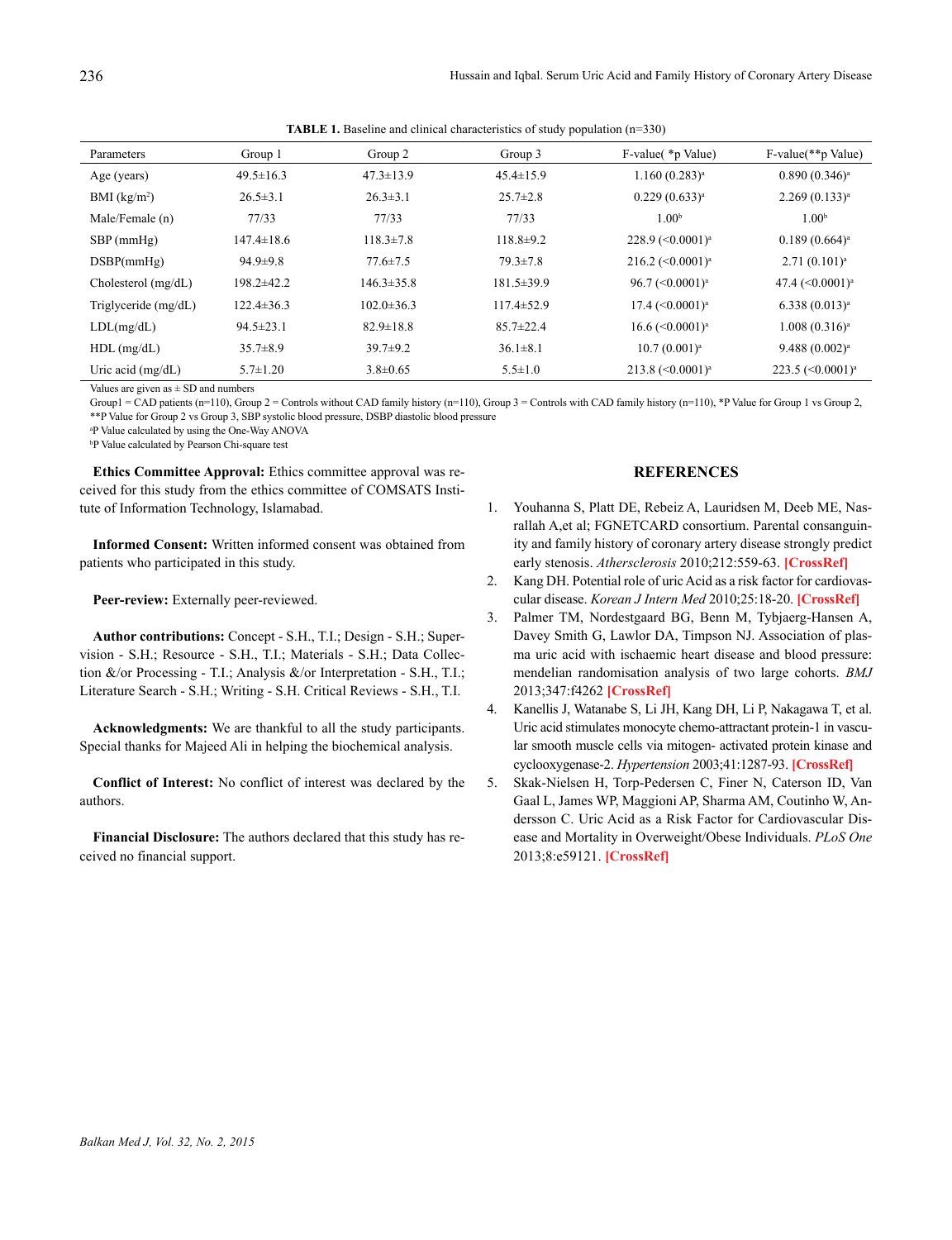**TABLE 1.** Baseline and clinical characteristics of study population (n=330)

| Parameters | Group 1 | Group 2 | Group 3 | F-value( *p Value) | F-value(**p Value) |
|---|---|---|---|---|---|
| Age (years) | 49.5±16.3 | 47.3±13.9 | 45.4±15.9 | 1.160 (0.283)[a] | 0.890 (0.346)[a] |
| BMI (kg/m$^2$) | 26.5±3.1 | 26.3±3.1 | 25.7±2.8 | 0.229 (0.633)[a] | 2.269 (0.133)[a] |
| Male/Female (n) | 77/33 | 77/33 | 77/33 | 1.00[b] | 1.00[b] |
| SBP (mmHg) | 147.4±18.6 | 118.3±7.8 | 118.8±9.2 | 228.9 (<0.0001)[a] | 0.189 (0.664)[a] |
| DSBP(mmHg) | 94.9±9.8 | 77.6±7.5 | 79.3±7.8 | 216.2 (<0.0001)[a] | 2.71 (0.101)[a] |
| Cholesterol (mg/dL) | 198.2±42.2 | 146.3±35.8 | 181.5±39.9 | 96.7 (<0.0001)[a] | 47.4 (<0.0001)[a] |
| Triglyceride (mg/dL) | 122.4±36.3 | 102.0±36.3 | 117.4±52.9 | 17.4 (<0.0001)[a] | 6.338 (0.013)[a] |
| LDL(mg/dL) | 94.5±23.1 | 82.9±18.8 | 85.7±22.4 | 16.6 (<0.0001)[a] | 1.008 (0.316)[a] |
| HDL (mg/dL) | 35.7±8.9 | 39.7±9.2 | 36.1±8.1 | 10.7 (0.001)[a] | 9.488 (0.002)[a] |
| Uric acid (mg/dL) | 5.7±1.20 | 3.8±0.65 | 5.5±1.0 | 213.8 (<0.0001)[a] | 223.5 (<0.0001)[a] |

Values are given as ± SD and numbers

Group1 = CAD patients (n=110), Group 2 = Controls without CAD family history (n=110), Group 3 = Controls with CAD family history (n=110), *P Value for Group 1 vs Group 2, **P Value for Group 2 vs Group 3, SBP systolic blood pressure, DSBP diastolic blood pressure

[a]P Value calculated by using the One-Way ANOVA

[b]P Value calculated by Pearson Chi-square test

**Ethics Committee Approval:** Ethics committee approval was received for this study from the ethics committee of COMSATS Institute of Information Technology, Islamabad.

**Informed Consent:** Written informed consent was obtained from patients who participated in this study.

**Peer-review:** Externally peer-reviewed.

**Author contributions:** Concept - S.H., T.I.; Design - S.H.; Supervision - S.H.; Resource - S.H., T.I.; Materials - S.H.; Data Collection &/or Processing - T.I.; Analysis &/or Interpretation - S.H., T.I.; Literature Search - S.H.; Writing - S.H. Critical Reviews - S.H., T.I.

**Acknowledgments:** We are thankful to all the study participants. Special thanks for Majeed Ali in helping the biochemical analysis.

**Conflict of Interest:** No conflict of interest was declared by the authors.

**Financial Disclosure:** The authors declared that this study has received no financial support.

## REFERENCES

1. Youhanna S, Platt DE, Rebeiz A, Lauridsen M, Deeb ME, Nasrallah A,et al; FGNETCARD consortium. Parental consanguinity and family history of coronary artery disease strongly predict early stenosis. *Athersclerosis* 2010;212:559-63. **[CrossRef]**
2. Kang DH. Potential role of uric Acid as a risk factor for cardiovascular disease. *Korean J Intern Med* 2010;25:18-20. **[CrossRef]**
3. Palmer TM, Nordestgaard BG, Benn M, Tybjaerg-Hansen A, Davey Smith G, Lawlor DA, Timpson NJ. Association of plasma uric acid with ischaemic heart disease and blood pressure: mendelian randomisation analysis of two large cohorts. *BMJ* 2013;347:f4262 **[CrossRef]**
4. Kanellis J, Watanabe S, Li JH, Kang DH, Li P, Nakagawa T, et al. Uric acid stimulates monocyte chemo-attractant protein-1 in vascular smooth muscle cells via mitogen- activated protein kinase and cyclooxygenase-2. *Hypertension* 2003;41:1287-93. **[CrossRef]**
5. Skak-Nielsen H, Torp-Pedersen C, Finer N, Caterson ID, Van Gaal L, James WP, Maggioni AP, Sharma AM, Coutinho W, Andersson C. Uric Acid as a Risk Factor for Cardiovascular Disease and Mortality in Overweight/Obese Individuals. *PLoS One* 2013;8:e59121. **[CrossRef]**